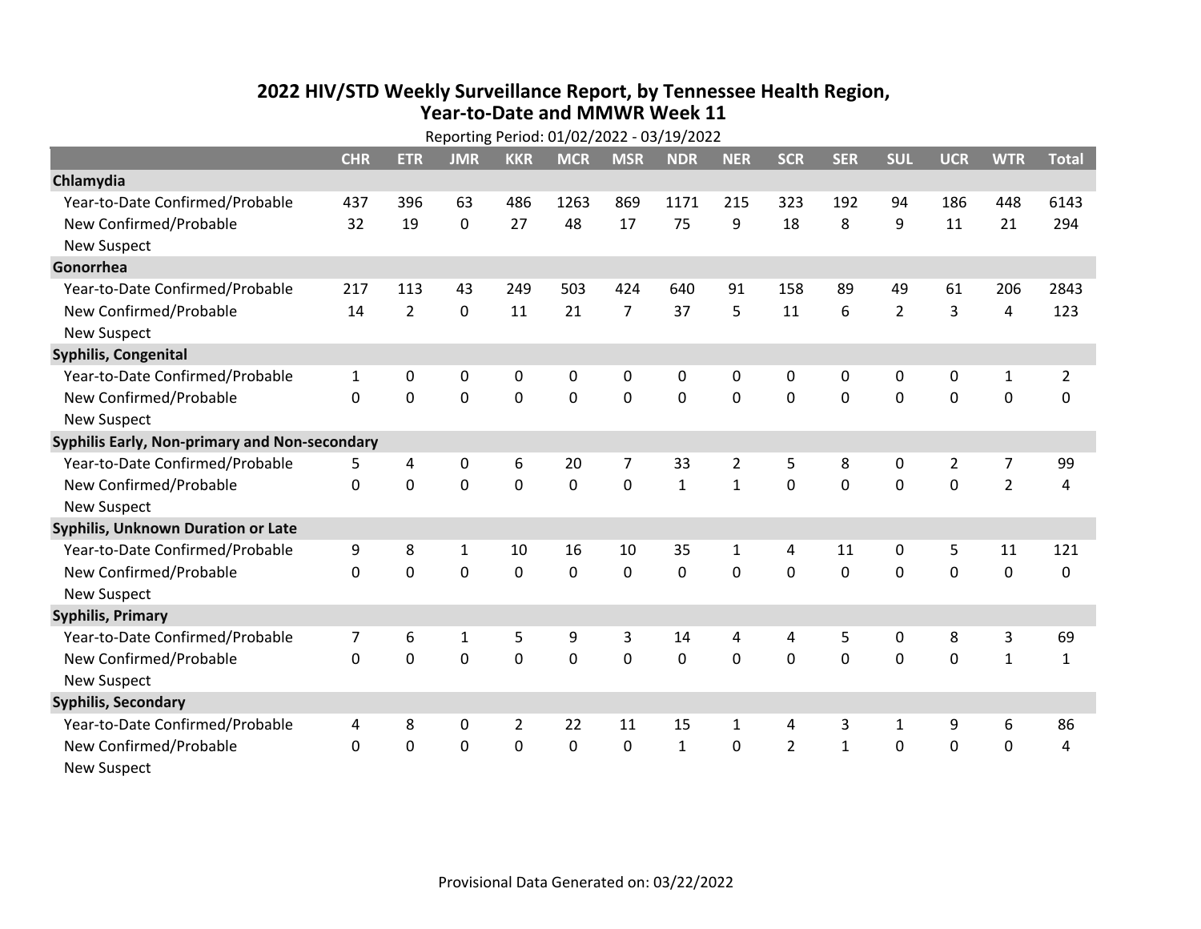# 2022 HIV/STD Weekly Surveillance Report, by Tennessee Health Region, Year-to-Date and MMWR Week 11

Reporting Period: 01/02/2022 - 03/19/2022

| | CHR | ETR | JMR | KKR | MCR | MSR | NDR | NER | SCR | SER | SUL | UCR | WTR | Total |
|---|---|---|---|---|---|---|---|---|---|---|---|---|---|---|
| **Chlamydia** | | | | | | | | | | | | | | |
| Year-to-Date Confirmed/Probable | 437 | 396 | 63 | 486 | 1263 | 869 | 1171 | 215 | 323 | 192 | 94 | 186 | 448 | 6143 |
| New Confirmed/Probable | 32 | 19 | 0 | 27 | 48 | 17 | 75 | 9 | 18 | 8 | 9 | 11 | 21 | 294 |
| New Suspect | | | | | | | | | | | | | | |
| **Gonorrhea** | | | | | | | | | | | | | | |
| Year-to-Date Confirmed/Probable | 217 | 113 | 43 | 249 | 503 | 424 | 640 | 91 | 158 | 89 | 49 | 61 | 206 | 2843 |
| New Confirmed/Probable | 14 | 2 | 0 | 11 | 21 | 7 | 37 | 5 | 11 | 6 | 2 | 3 | 4 | 123 |
| New Suspect | | | | | | | | | | | | | | |
| **Syphilis, Congenital** | | | | | | | | | | | | | | |
| Year-to-Date Confirmed/Probable | 1 | 0 | 0 | 0 | 0 | 0 | 0 | 0 | 0 | 0 | 0 | 0 | 1 | 2 |
| New Confirmed/Probable | 0 | 0 | 0 | 0 | 0 | 0 | 0 | 0 | 0 | 0 | 0 | 0 | 0 | 0 |
| New Suspect | | | | | | | | | | | | | | |
| **Syphilis Early, Non-primary and Non-secondary** | | | | | | | | | | | | | | |
| Year-to-Date Confirmed/Probable | 5 | 4 | 0 | 6 | 20 | 7 | 33 | 2 | 5 | 8 | 0 | 2 | 7 | 99 |
| New Confirmed/Probable | 0 | 0 | 0 | 0 | 0 | 0 | 1 | 1 | 0 | 0 | 0 | 0 | 2 | 4 |
| New Suspect | | | | | | | | | | | | | | |
| **Syphilis, Unknown Duration or Late** | | | | | | | | | | | | | | |
| Year-to-Date Confirmed/Probable | 9 | 8 | 1 | 10 | 16 | 10 | 35 | 1 | 4 | 11 | 0 | 5 | 11 | 121 |
| New Confirmed/Probable | 0 | 0 | 0 | 0 | 0 | 0 | 0 | 0 | 0 | 0 | 0 | 0 | 0 | 0 |
| New Suspect | | | | | | | | | | | | | | |
| **Syphilis, Primary** | | | | | | | | | | | | | | |
| Year-to-Date Confirmed/Probable | 7 | 6 | 1 | 5 | 9 | 3 | 14 | 4 | 4 | 5 | 0 | 8 | 3 | 69 |
| New Confirmed/Probable | 0 | 0 | 0 | 0 | 0 | 0 | 0 | 0 | 0 | 0 | 0 | 0 | 1 | 1 |
| New Suspect | | | | | | | | | | | | | | |
| **Syphilis, Secondary** | | | | | | | | | | | | | | |
| Year-to-Date Confirmed/Probable | 4 | 8 | 0 | 2 | 22 | 11 | 15 | 1 | 4 | 3 | 1 | 9 | 6 | 86 |
| New Confirmed/Probable | 0 | 0 | 0 | 0 | 0 | 0 | 1 | 0 | 2 | 1 | 0 | 0 | 0 | 4 |
| New Suspect | | | | | | | | | | | | | | |

Provisional Data Generated on: 03/22/2022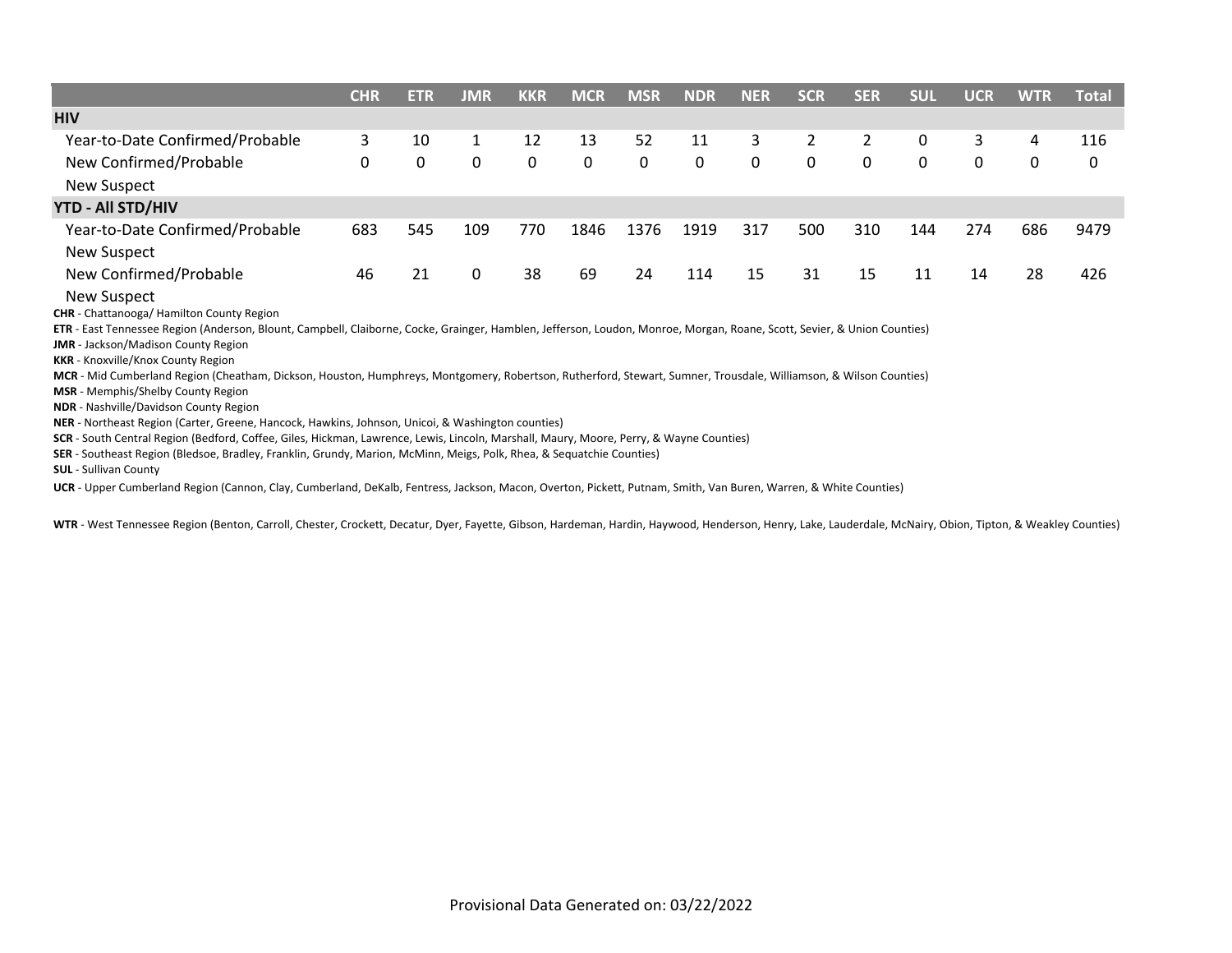| | CHR | ETR | JMR | KKR | MCR | MSR | NDR | NER | SCR | SER | SUL | UCR | WTR | Total |
|---|---|---|---|---|---|---|---|---|---|---|---|---|---|---|
| **HIV** | | | | | | | | | | | | | | |
| Year-to-Date Confirmed/Probable | 3 | 10 | 1 | 12 | 13 | 52 | 11 | 3 | 2 | 2 | 0 | 3 | 4 | 116 |
| New Confirmed/Probable | 0 | 0 | 0 | 0 | 0 | 0 | 0 | 0 | 0 | 0 | 0 | 0 | 0 | 0 |
| New Suspect | | | | | | | | | | | | | | |
| **YTD - All STD/HIV** | | | | | | | | | | | | | | |
| Year-to-Date Confirmed/Probable | 683 | 545 | 109 | 770 | 1846 | 1376 | 1919 | 317 | 500 | 310 | 144 | 274 | 686 | 9479 |
| New Suspect | | | | | | | | | | | | | | |
| New Confirmed/Probable | 46 | 21 | 0 | 38 | 69 | 24 | 114 | 15 | 31 | 15 | 11 | 14 | 28 | 426 |
| New Suspect | | | | | | | | | | | | | | |

**CHR** - Chattanooga/ Hamilton County Region

**ETR** - East Tennessee Region (Anderson, Blount, Campbell, Claiborne, Cocke, Grainger, Hamblen, Jefferson, Loudon, Monroe, Morgan, Roane, Scott, Sevier, & Union Counties)

**JMR** - Jackson/Madison County Region

**KKR** - Knoxville/Knox County Region

**MCR** - Mid Cumberland Region (Cheatham, Dickson, Houston, Humphreys, Montgomery, Robertson, Rutherford, Stewart, Sumner, Trousdale, Williamson, & Wilson Counties)

**MSR** - Memphis/Shelby County Region

**NDR** - Nashville/Davidson County Region

**NER** - Northeast Region (Carter, Greene, Hancock, Hawkins, Johnson, Unicoi, & Washington counties)

**SCR** - South Central Region (Bedford, Coffee, Giles, Hickman, Lawrence, Lewis, Lincoln, Marshall, Maury, Moore, Perry, & Wayne Counties)

**SER** - Southeast Region (Bledsoe, Bradley, Franklin, Grundy, Marion, McMinn, Meigs, Polk, Rhea, & Sequatchie Counties)

**SUL** - Sullivan County

**UCR** - Upper Cumberland Region (Cannon, Clay, Cumberland, DeKalb, Fentress, Jackson, Macon, Overton, Pickett, Putnam, Smith, Van Buren, Warren, & White Counties)

**WTR** - West Tennessee Region (Benton, Carroll, Chester, Crockett, Decatur, Dyer, Fayette, Gibson, Hardeman, Hardin, Haywood, Henderson, Henry, Lake, Lauderdale, McNairy, Obion, Tipton, & Weakley Counties)

Provisional Data Generated on: 03/22/2022